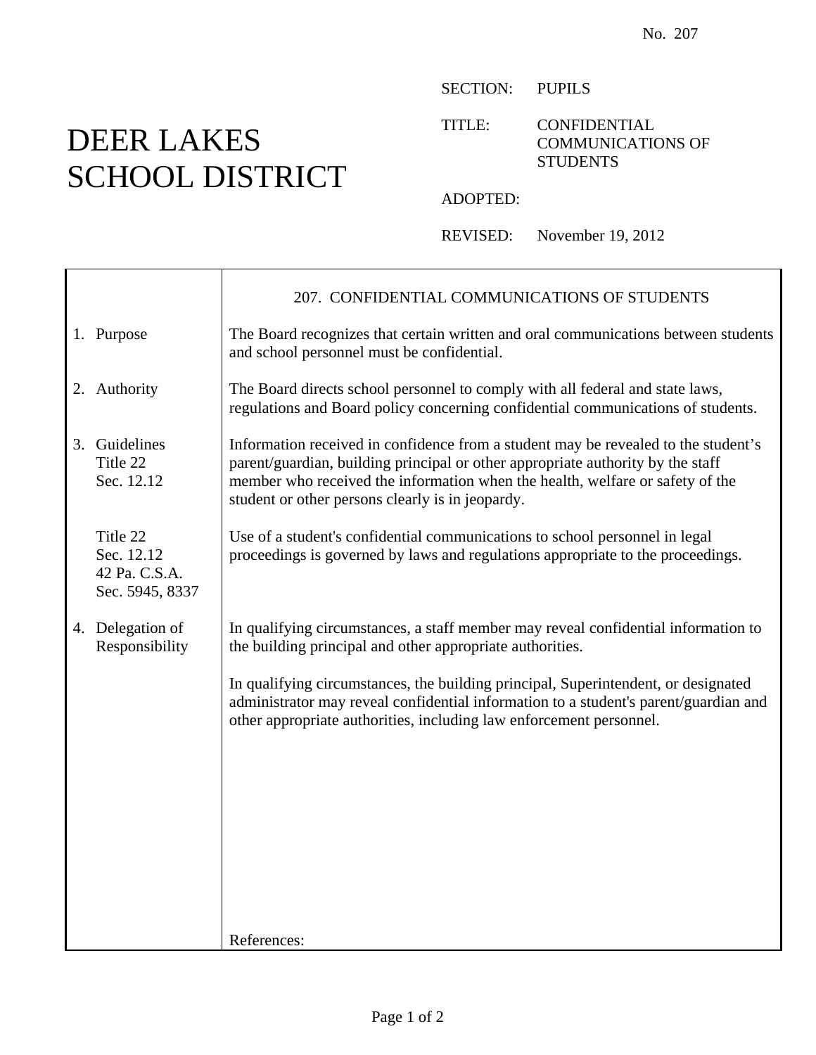No. 207

# DEER LAKES SCHOOL DISTRICT

SECTION: PUPILS

TITLE: CONFIDENTIAL COMMUNICATIONS OF STUDENTS

ADOPTED:

REVISED: November 19, 2012

## 207. CONFIDENTIAL COMMUNICATIONS OF STUDENTS

**1. Purpose**

The Board recognizes that certain written and oral communications between students and school personnel must be confidential.

**2. Authority**

The Board directs school personnel to comply with all federal and state laws, regulations and Board policy concerning confidential communications of students.

**3. Guidelines**

Title 22
Sec. 12.12

Information received in confidence from a student may be revealed to the student's parent/guardian, building principal or other appropriate authority by the staff member who received the information when the health, welfare or safety of the student or other persons clearly is in jeopardy.

Title 22
Sec. 12.12
42 Pa. C.S.A.
Sec. 5945, 8337

Use of a student's confidential communications to school personnel in legal proceedings is governed by laws and regulations appropriate to the proceedings.

**4. Delegation of Responsibility**

In qualifying circumstances, a staff member may reveal confidential information to the building principal and other appropriate authorities.

In qualifying circumstances, the building principal, Superintendent, or designated administrator may reveal confidential information to a student's parent/guardian and other appropriate authorities, including law enforcement personnel.

References: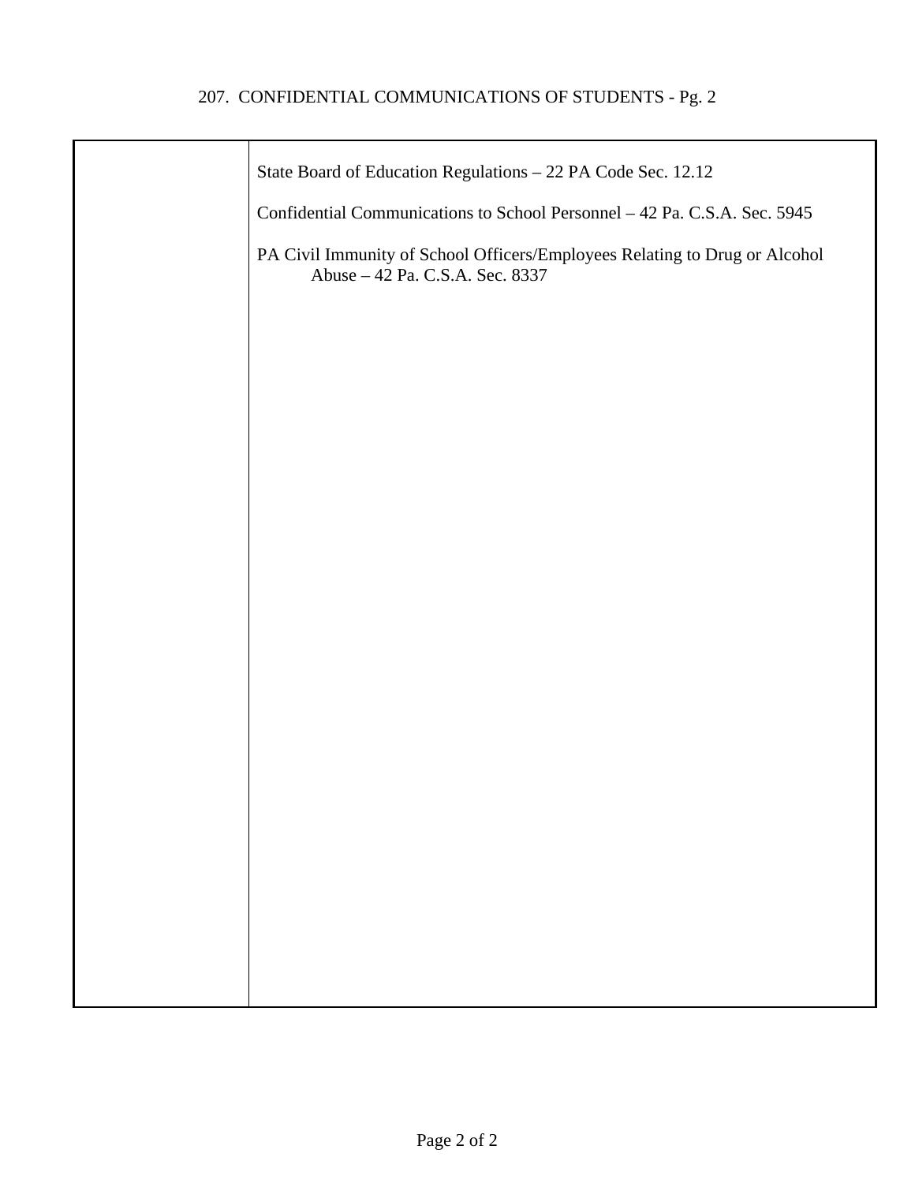State Board of Education Regulations – 22 PA Code Sec. 12.12

Confidential Communications to School Personnel – 42 Pa. C.S.A. Sec. 5945

PA Civil Immunity of School Officers/Employees Relating to Drug or Alcohol Abuse – 42 Pa. C.S.A. Sec. 8337